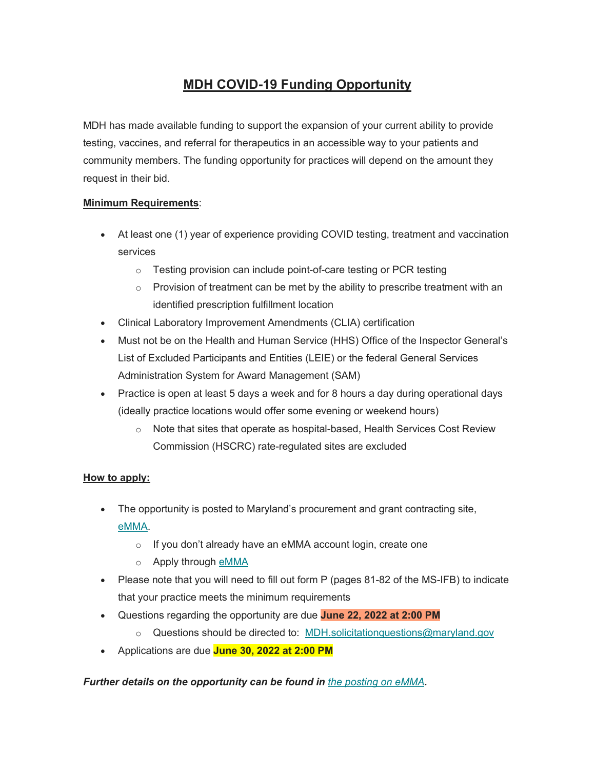# MDH COVID-19 Funding Opportunity

MDH has made available funding to support the expansion of your current ability to provide testing, vaccines, and referral for therapeutics in an accessible way to your patients and community members. The funding opportunity for practices will depend on the amount they request in their bid.

**Minimum Requirements**:

- At least one (1) year of experience providing COVID testing, treatment and vaccination services
  - Testing provision can include point-of-care testing or PCR testing
  - Provision of treatment can be met by the ability to prescribe treatment with an identified prescription fulfillment location
- Clinical Laboratory Improvement Amendments (CLIA) certification
- Must not be on the Health and Human Service (HHS) Office of the Inspector General's List of Excluded Participants and Entities (LEIE) or the federal General Services Administration System for Award Management (SAM)
- Practice is open at least 5 days a week and for 8 hours a day during operational days (ideally practice locations would offer some evening or weekend hours)
  - Note that sites that operate as hospital-based, Health Services Cost Review Commission (HSCRC) rate-regulated sites are excluded

**How to apply:**

- The opportunity is posted to Maryland's procurement and grant contracting site, eMMA.
  - If you don't already have an eMMA account login, create one
  - Apply through eMMA
- Please note that you will need to fill out form P (pages 81-82 of the MS-IFB) to indicate that your practice meets the minimum requirements
- Questions regarding the opportunity are due **June 22, 2022 at 2:00 PM**
  - Questions should be directed to: MDH.solicitationquestions@maryland.gov
- Applications are due **June 30, 2022 at 2:00 PM**

***Further details on the opportunity can be found in the posting on eMMA.***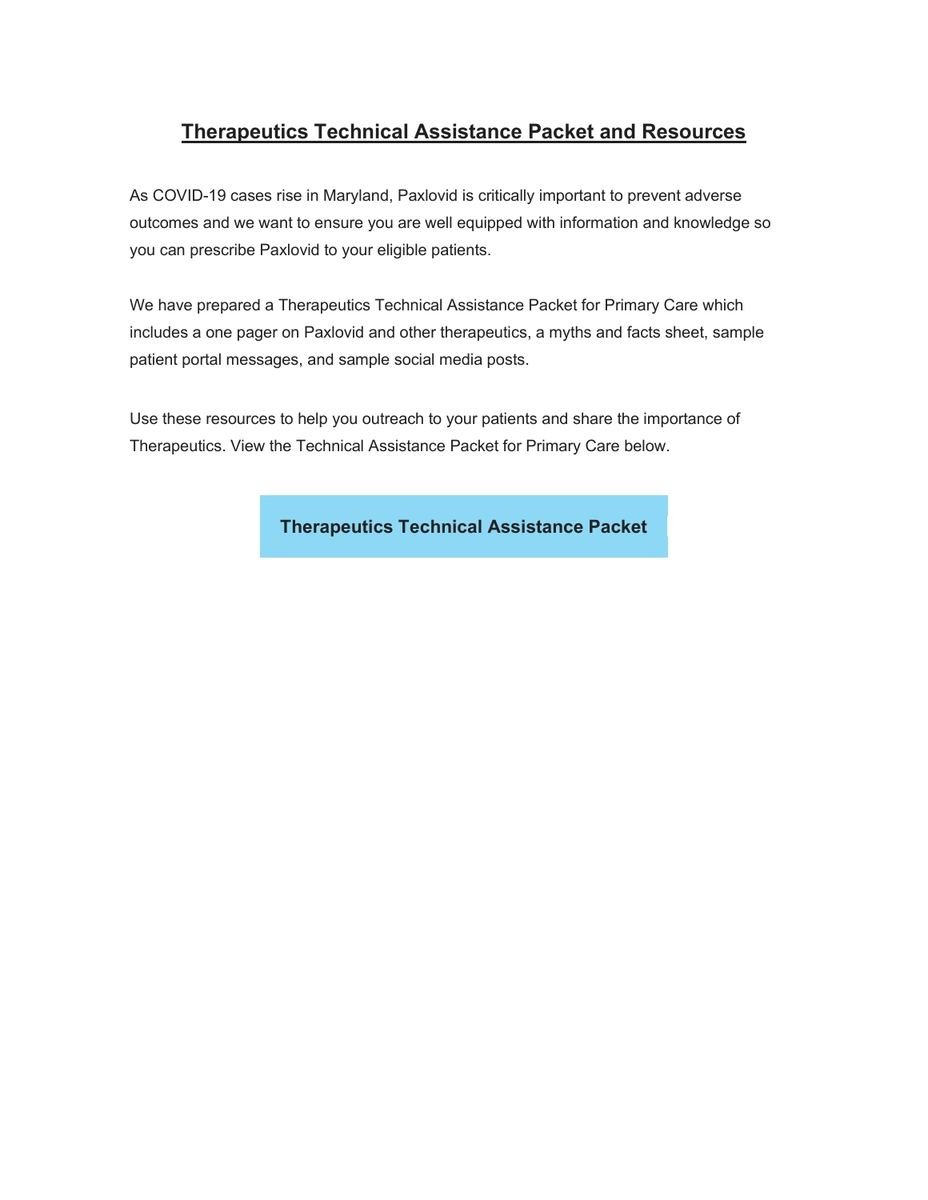# Therapeutics Technical Assistance Packet and Resources

As COVID-19 cases rise in Maryland, Paxlovid is critically important to prevent adverse outcomes and we want to ensure you are well equipped with information and knowledge so you can prescribe Paxlovid to your eligible patients.

We have prepared a Therapeutics Technical Assistance Packet for Primary Care which includes a one pager on Paxlovid and other therapeutics, a myths and facts sheet, sample patient portal messages, and sample social media posts.

Use these resources to help you outreach to your patients and share the importance of Therapeutics. View the Technical Assistance Packet for Primary Care below.

**Therapeutics Technical Assistance Packet**